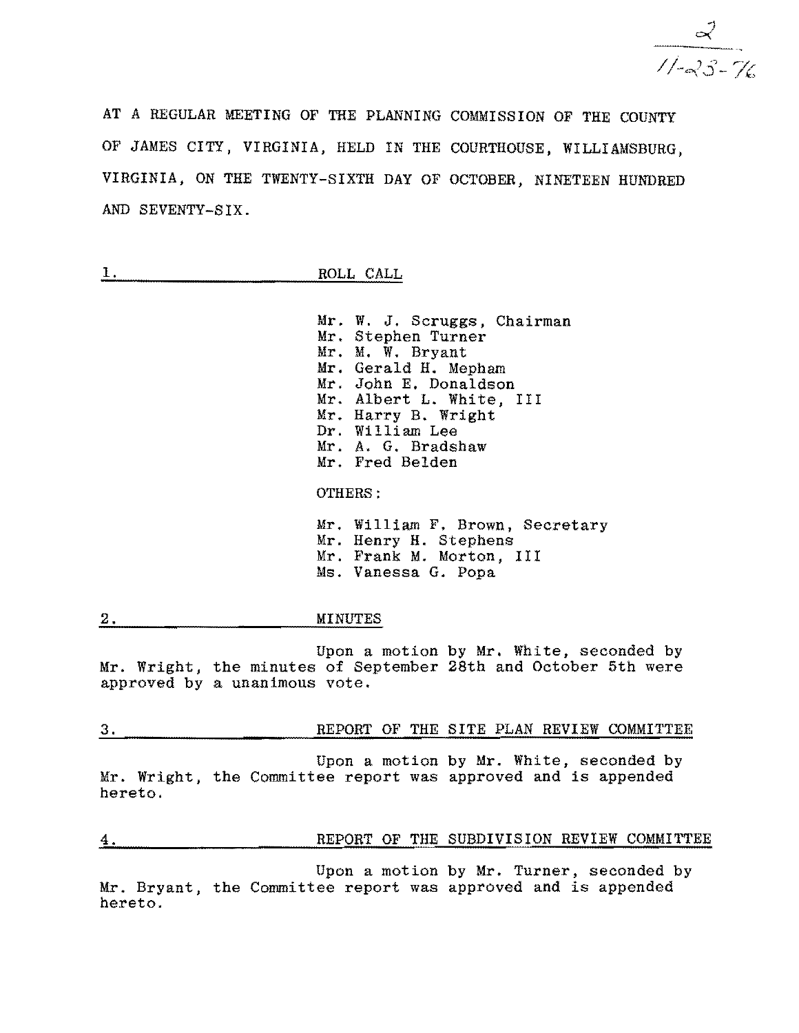2
11-23-76

AT A REGULAR MEETING OF THE PLANNING COMMISSION OF THE COUNTY OF JAMES CITY, VIRGINIA, HELD IN THE COURTHOUSE, WILLIAMSBURG, VIRGINIA, ON THE TWENTY-SIXTH DAY OF OCTOBER, NINETEEN HUNDRED AND SEVENTY-SIX.

## 1. ROLL CALL

Mr. W. J. Scruggs, Chairman
Mr. Stephen Turner
Mr. M. W. Bryant
Mr. Gerald H. Mepham
Mr. John E. Donaldson
Mr. Albert L. White, III
Mr. Harry B. Wright
Dr. William Lee
Mr. A. G. Bradshaw
Mr. Fred Belden

OTHERS:

Mr. William F. Brown, Secretary
Mr. Henry H. Stephens
Mr. Frank M. Morton, III
Ms. Vanessa G. Popa

## 2. MINUTES

Upon a motion by Mr. White, seconded by Mr. Wright, the minutes of September 28th and October 5th were approved by a unanimous vote.

## 3. REPORT OF THE SITE PLAN REVIEW COMMITTEE

Upon a motion by Mr. White, seconded by Mr. Wright, the Committee report was approved and is appended hereto.

## 4. REPORT OF THE SUBDIVISION REVIEW COMMITTEE

Upon a motion by Mr. Turner, seconded by Mr. Bryant, the Committee report was approved and is appended hereto.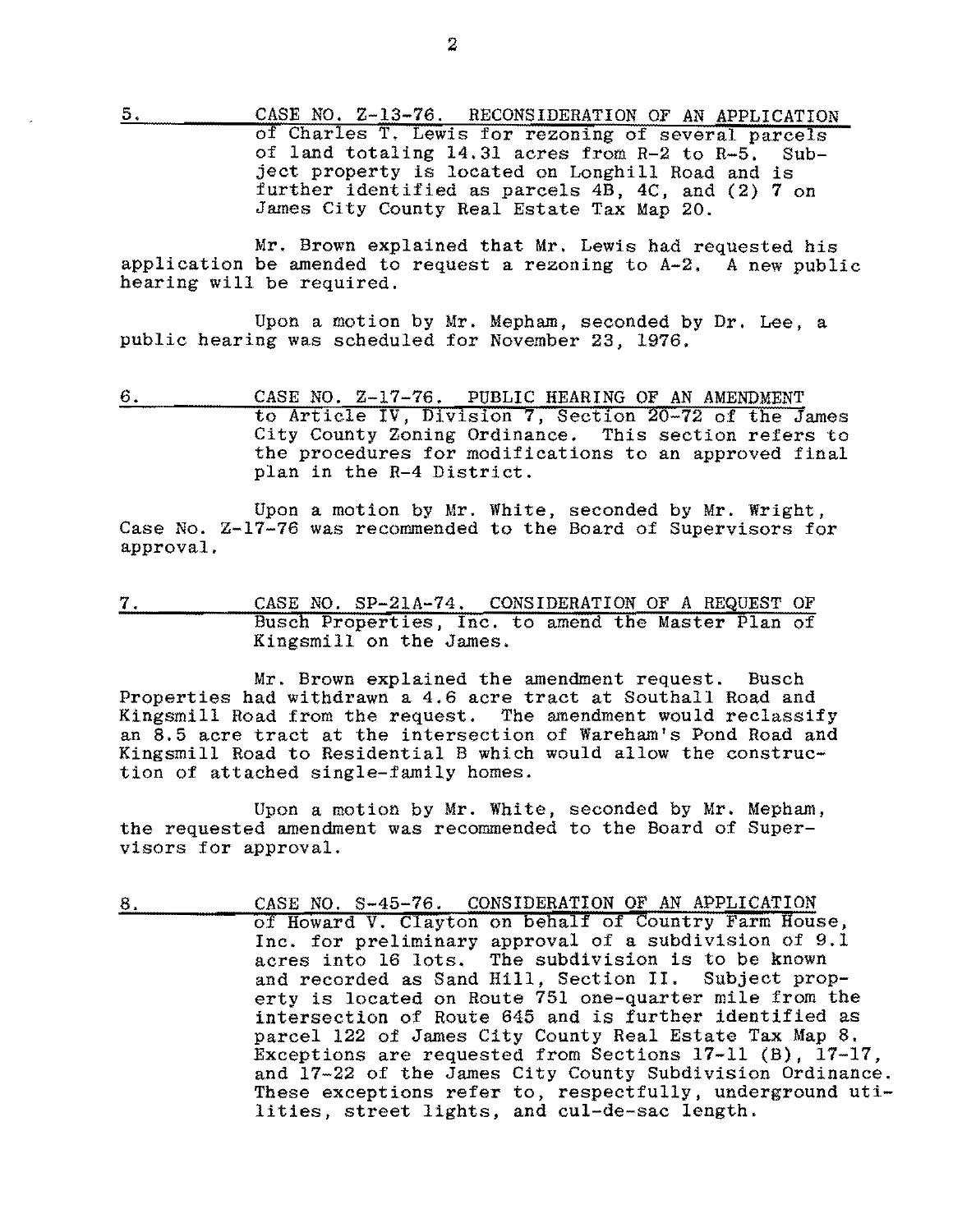5. CASE NO. Z-13-76. RECONSIDERATION OF AN APPLICATION of Charles T. Lewis for rezoning of several parcels of land totaling 14.31 acres from R-2 to R-5. Subject property is located on Longhill Road and is further identified as parcels 4B, 4C, and (2) 7 on James City County Real Estate Tax Map 20.

Mr. Brown explained that Mr. Lewis had requested his application be amended to request a rezoning to A-2. A new public hearing will be required.

Upon a motion by Mr. Mepham, seconded by Dr. Lee, a public hearing was scheduled for November 23, 1976.

6. CASE NO. Z-17-76. PUBLIC HEARING OF AN AMENDMENT to Article IV, Division 7, Section 20-72 of the James City County Zoning Ordinance. This section refers to the procedures for modifications to an approved final plan in the R-4 District.

Upon a motion by Mr. White, seconded by Mr. Wright, Case No. Z-17-76 was recommended to the Board of Supervisors for approval.

7. CASE NO. SP-21A-74. CONSIDERATION OF A REQUEST OF Busch Properties, Inc. to amend the Master Plan of Kingsmill on the James.

Mr. Brown explained the amendment request. Busch Properties had withdrawn a 4.6 acre tract at Southall Road and Kingsmill Road from the request. The amendment would reclassify an 8.5 acre tract at the intersection of Wareham's Pond Road and Kingsmill Road to Residential B which would allow the construction of attached single-family homes.

Upon a motion by Mr. White, seconded by Mr. Mepham, the requested amendment was recommended to the Board of Supervisors for approval.

8. CASE NO. S-45-76. CONSIDERATION OF AN APPLICATION of Howard V. Clayton on behalf of Country Farm House, Inc. for preliminary approval of a subdivision of 9.1 acres into 16 lots. The subdivision is to be known and recorded as Sand Hill, Section II. Subject property is located on Route 751 one-quarter mile from the intersection of Route 645 and is further identified as parcel 122 of James City County Real Estate Tax Map 8. Exceptions are requested from Sections 17-11 (B), 17-17, and 17-22 of the James City County Subdivision Ordinance. These exceptions refer to, respectfully, underground utilities, street lights, and cul-de-sac length.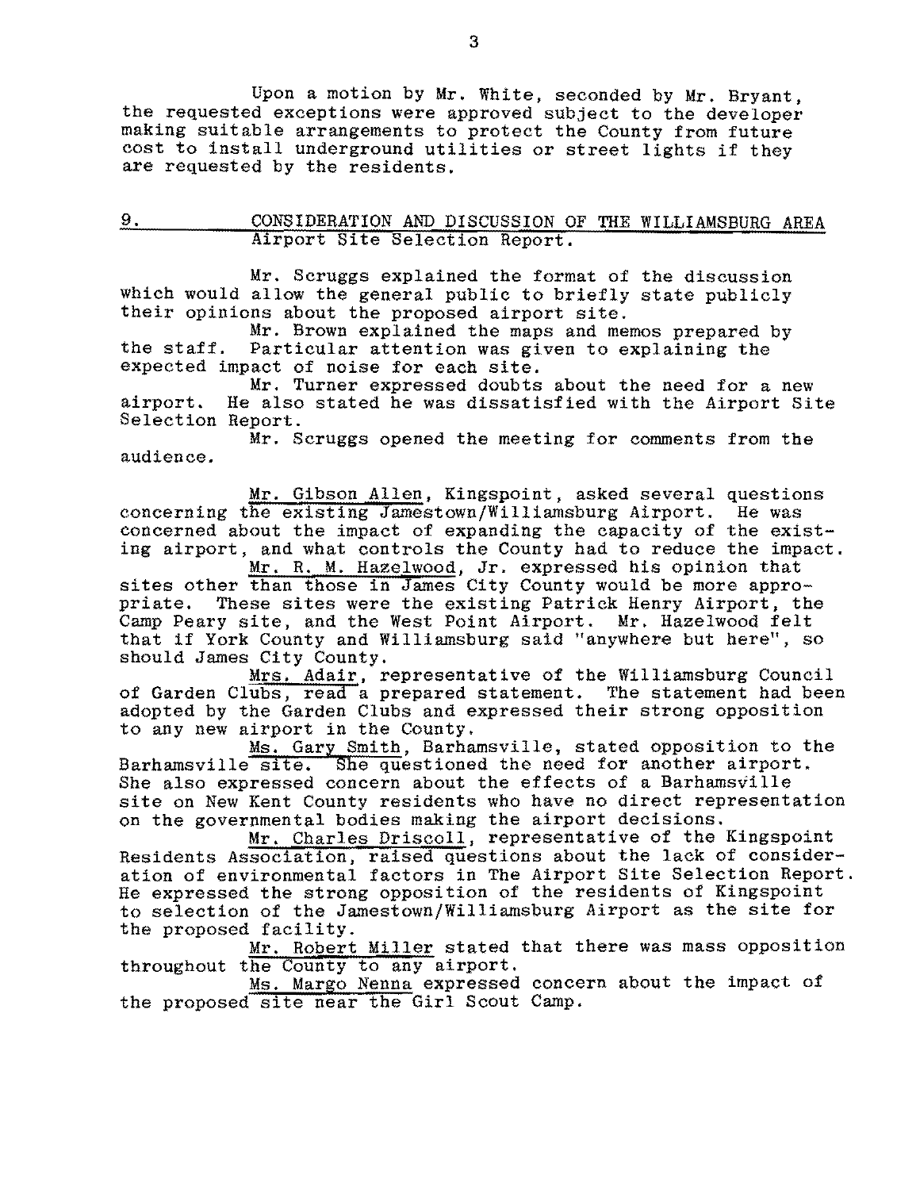Upon a motion by Mr. White, seconded by Mr. Bryant, the requested exceptions were approved subject to the developer making suitable arrangements to protect the County from future cost to install underground utilities or street lights if they are requested by the residents.

## 9. CONSIDERATION AND DISCUSSION OF THE WILLIAMSBURG AREA Airport Site Selection Report.

Mr. Scruggs explained the format of the discussion which would allow the general public to briefly state publicly their opinions about the proposed airport site.

Mr. Brown explained the maps and memos prepared by the staff. Particular attention was given to explaining the expected impact of noise for each site.

Mr. Turner expressed doubts about the need for a new airport. He also stated he was dissatisfied with the Airport Site Selection Report.

Mr. Scruggs opened the meeting for comments from the audience.

Mr. Gibson Allen, Kingspoint, asked several questions concerning the existing Jamestown/Williamsburg Airport. He was concerned about the impact of expanding the capacity of the existing airport, and what controls the County had to reduce the impact.

Mr. R. M. Hazelwood, Jr. expressed his opinion that sites other than those in James City County would be more appropriate. These sites were the existing Patrick Henry Airport, the Camp Peary site, and the West Point Airport. Mr. Hazelwood felt that if York County and Williamsburg said "anywhere but here", so should James City County.

Mrs. Adair, representative of the Williamsburg Council of Garden Clubs, read a prepared statement. The statement had been adopted by the Garden Clubs and expressed their strong opposition to any new airport in the County.

Ms. Gary Smith, Barhamsville, stated opposition to the Barhamsville site. She questioned the need for another airport. She also expressed concern about the effects of a Barhamsville site on New Kent County residents who have no direct representation on the governmental bodies making the airport decisions.

Mr. Charles Driscoll, representative of the Kingspoint Residents Association, raised questions about the lack of consideration of environmental factors in The Airport Site Selection Report. He expressed the strong opposition of the residents of Kingspoint to selection of the Jamestown/Williamsburg Airport as the site for the proposed facility.

Mr. Robert Miller stated that there was mass opposition throughout the County to any airport.

Ms. Margo Nenna expressed concern about the impact of the proposed site near the Girl Scout Camp.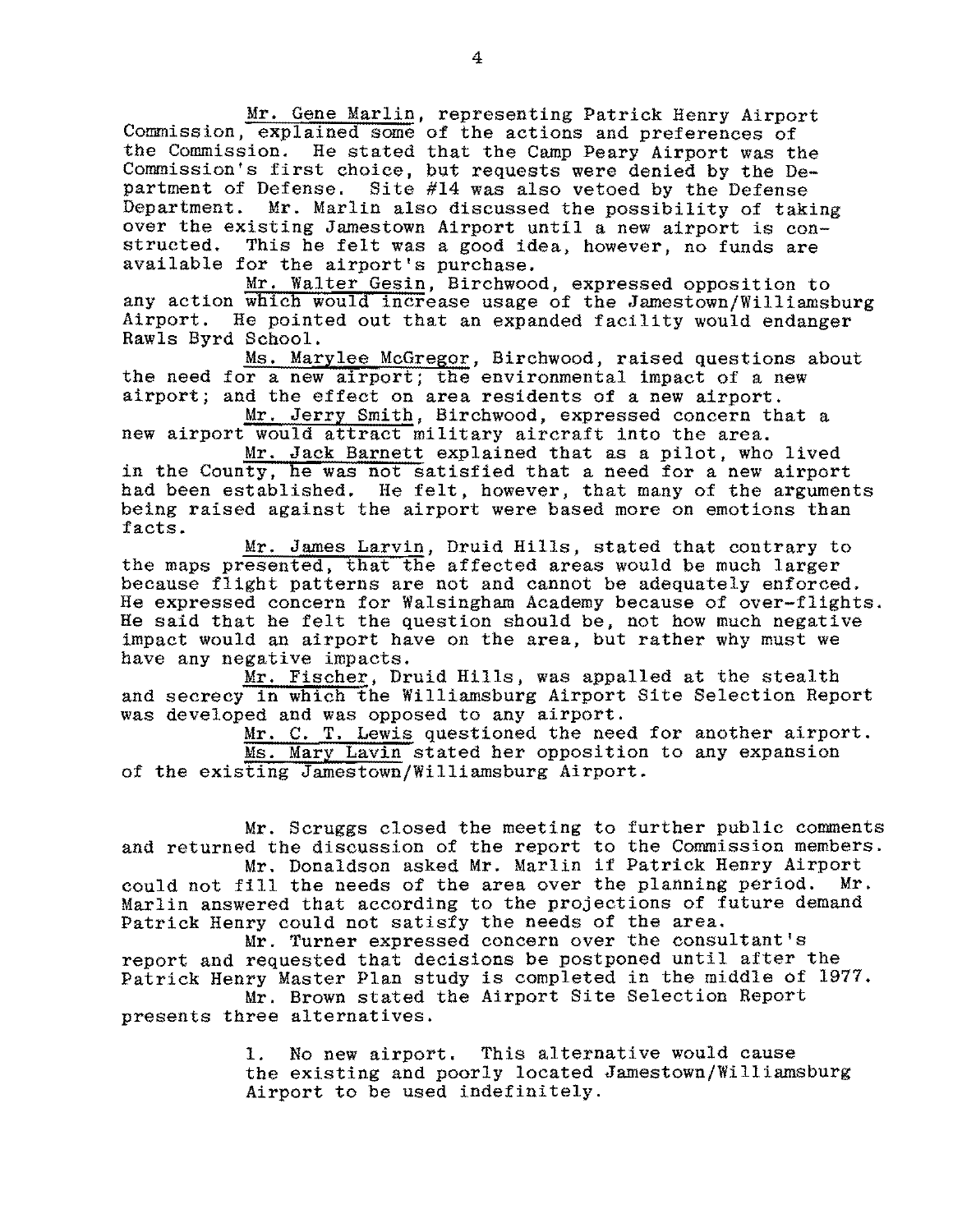Mr. Gene Marlin, representing Patrick Henry Airport Commission, explained some of the actions and preferences of the Commission. He stated that the Camp Peary Airport was the Commission's first choice, but requests were denied by the Department of Defense. Site #14 was also vetoed by the Defense Department. Mr. Marlin also discussed the possibility of taking over the existing Jamestown Airport until a new airport is constructed. This he felt was a good idea, however, no funds are available for the airport's purchase.

Mr. Walter Gesin, Birchwood, expressed opposition to any action which would increase usage of the Jamestown/Williamsburg Airport. He pointed out that an expanded facility would endanger Rawls Byrd School.

Ms. Marylee McGregor, Birchwood, raised questions about the need for a new airport; the environmental impact of a new airport; and the effect on area residents of a new airport.

Mr. Jerry Smith, Birchwood, expressed concern that a new airport would attract military aircraft into the area.

Mr. Jack Barnett explained that as a pilot, who lived in the County, he was not satisfied that a need for a new airport had been established. He felt, however, that many of the arguments being raised against the airport were based more on emotions than facts.

Mr. James Larvin, Druid Hills, stated that contrary to the maps presented, that the affected areas would be much larger because flight patterns are not and cannot be adequately enforced. He expressed concern for Walsingham Academy because of over-flights. He said that he felt the question should be, not how much negative impact would an airport have on the area, but rather why must we have any negative impacts.

Mr. Fischer, Druid Hills, was appalled at the stealth and secrecy in which the Williamsburg Airport Site Selection Report was developed and was opposed to any airport.

Mr. C. T. Lewis questioned the need for another airport.

Ms. Mary Lavin stated her opposition to any expansion of the existing Jamestown/Williamsburg Airport.

Mr. Scruggs closed the meeting to further public comments and returned the discussion of the report to the Commission members.

Mr. Donaldson asked Mr. Marlin if Patrick Henry Airport could not fill the needs of the area over the planning period. Mr. Marlin answered that according to the projections of future demand Patrick Henry could not satisfy the needs of the area.

Mr. Turner expressed concern over the consultant's report and requested that decisions be postponed until after the Patrick Henry Master Plan study is completed in the middle of 1977.

Mr. Brown stated the Airport Site Selection Report presents three alternatives.

1. No new airport. This alternative would cause the existing and poorly located Jamestown/Williamsburg Airport to be used indefinitely.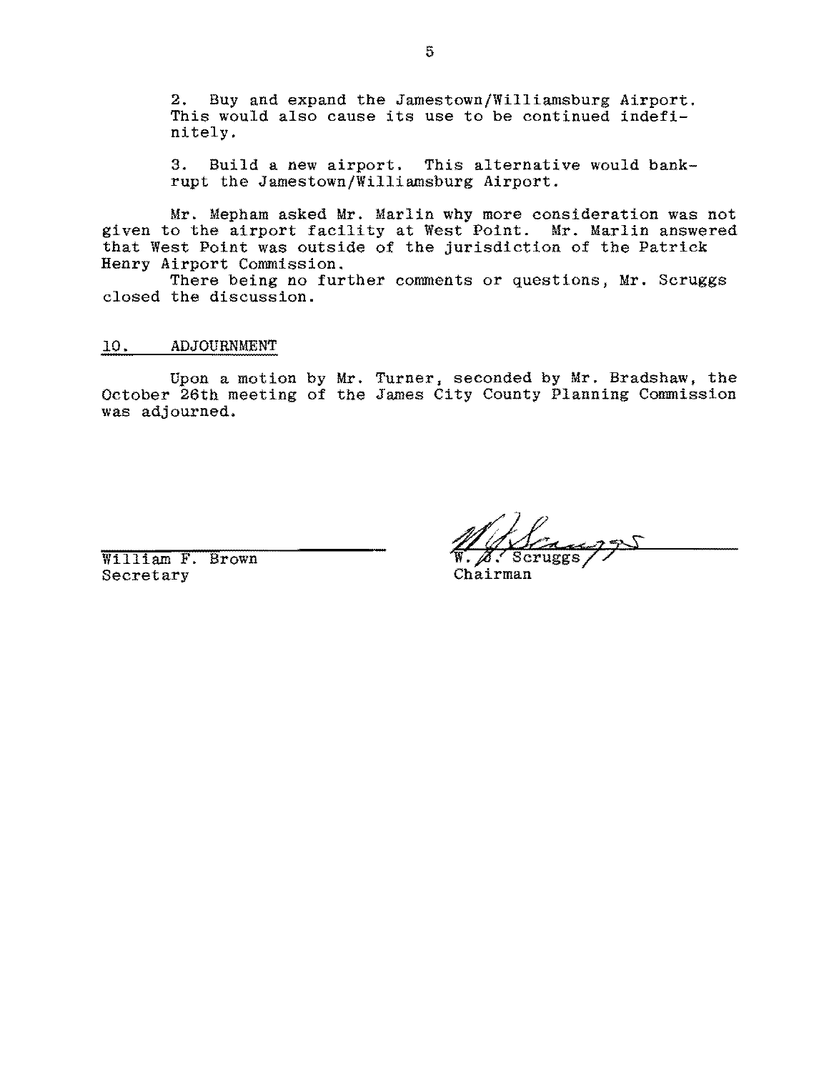2. Buy and expand the Jamestown/Williamsburg Airport. This would also cause its use to be continued indefinitely.

3. Build a new airport. This alternative would bankrupt the Jamestown/Williamsburg Airport.

Mr. Mepham asked Mr. Marlin why more consideration was not given to the airport facility at West Point. Mr. Marlin answered that West Point was outside of the jurisdiction of the Patrick Henry Airport Commission.

There being no further comments or questions, Mr. Scruggs closed the discussion.

## 10. ADJOURNMENT

Upon a motion by Mr. Turner, seconded by Mr. Bradshaw, the October 26th meeting of the James City County Planning Commission was adjourned.

William F. Brown
Secretary

W. J. Scruggs
Chairman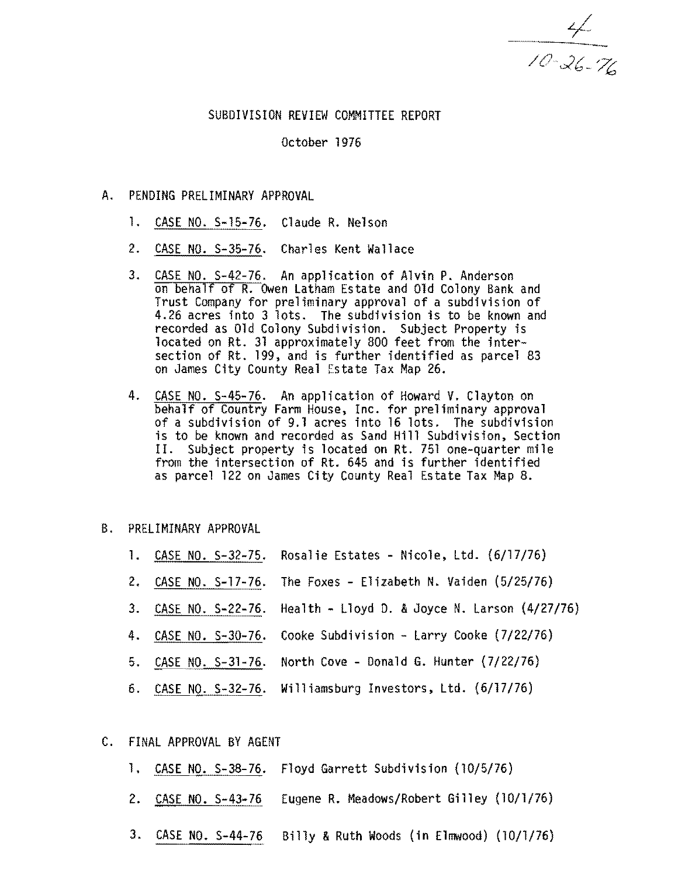4
10-26-76

# SUBDIVISION REVIEW COMMITTEE REPORT

October 1976

A. PENDING PRELIMINARY APPROVAL

1. CASE NO. S-15-76. Claude R. Nelson

2. CASE NO. S-35-76. Charles Kent Wallace

3. CASE NO. S-42-76. An application of Alvin P. Anderson on behalf of R. Owen Latham Estate and Old Colony Bank and Trust Company for preliminary approval of a subdivision of 4.26 acres into 3 lots. The subdivision is to be known and recorded as Old Colony Subdivision. Subject Property is located on Rt. 31 approximately 800 feet from the intersection of Rt. 199, and is further identified as parcel 83 on James City County Real Estate Tax Map 26.

4. CASE NO. S-45-76. An application of Howard V. Clayton on behalf of Country Farm House, Inc. for preliminary approval of a subdivision of 9.1 acres into 16 lots. The subdivision is to be known and recorded as Sand Hill Subdivision, Section II. Subject property is located on Rt. 751 one-quarter mile from the intersection of Rt. 645 and is further identified as parcel 122 on James City County Real Estate Tax Map 8.

B. PRELIMINARY APPROVAL

1. CASE NO. S-32-75. Rosalie Estates - Nicole, Ltd. (6/17/76)
2. CASE NO. S-17-76. The Foxes - Elizabeth N. Vaiden (5/25/76)
3. CASE NO. S-22-76. Health - Lloyd D. & Joyce N. Larson (4/27/76)
4. CASE NO. S-30-76. Cooke Subdivision - Larry Cooke (7/22/76)
5. CASE NO. S-31-76. North Cove - Donald G. Hunter (7/22/76)
6. CASE NO. S-32-76. Williamsburg Investors, Ltd. (6/17/76)

C. FINAL APPROVAL BY AGENT

1. CASE NO. S-38-76. Floyd Garrett Subdivision (10/5/76)
2. CASE NO. S-43-76 Eugene R. Meadows/Robert Gilley (10/1/76)
3. CASE NO. S-44-76 Billy & Ruth Woods (in Elmwood) (10/1/76)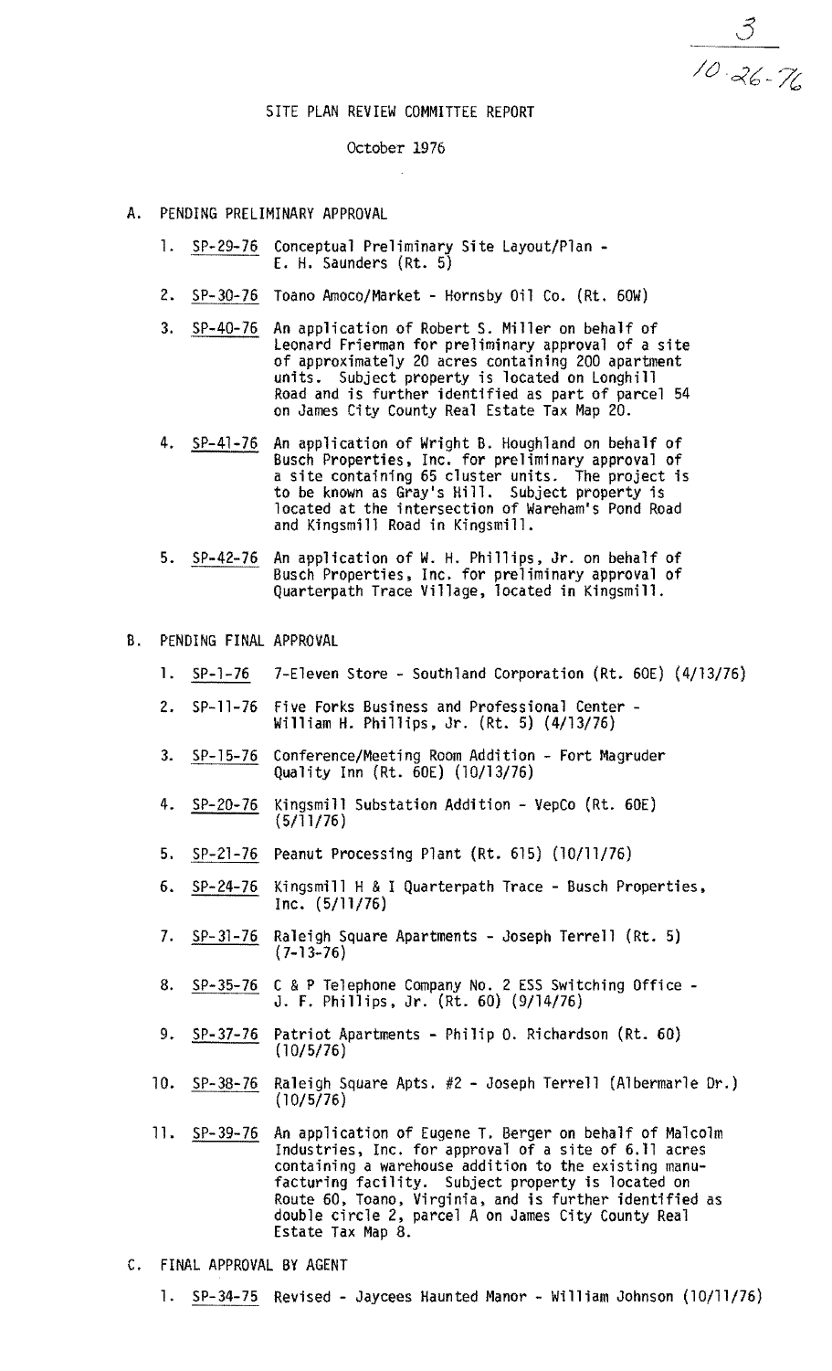3
10-26-76

# SITE PLAN REVIEW COMMITTEE REPORT

October 1976

## A. PENDING PRELIMINARY APPROVAL

1. SP-29-76 Conceptual Preliminary Site Layout/Plan - E. H. Saunders (Rt. 5)
2. SP-30-76 Toano Amoco/Market - Hornsby Oil Co. (Rt. 60W)
3. SP-40-76 An application of Robert S. Miller on behalf of Leonard Frierman for preliminary approval of a site of approximately 20 acres containing 200 apartment units. Subject property is located on Longhill Road and is further identified as part of parcel 54 on James City County Real Estate Tax Map 20.
4. SP-41-76 An application of Wright B. Hougland on behalf of Busch Properties, Inc. for preliminary approval of a site containing 65 cluster units. The project is to be known as Gray's Hill. Subject property is located at the intersection of Wareham's Pond Road and Kingsmill Road in Kingsmill.
5. SP-42-76 An application of W. H. Phillips, Jr. on behalf of Busch Properties, Inc. for preliminary approval of Quarterpath Trace Village, located in Kingsmill.

## B. PENDING FINAL APPROVAL

1. SP-1-76 7-Eleven Store - Southland Corporation (Rt. 60E) (4/13/76)
2. SP-11-76 Five Forks Business and Professional Center - William H. Phillips, Jr. (Rt. 5) (4/13/76)
3. SP-15-76 Conference/Meeting Room Addition - Fort Magruder Quality Inn (Rt. 60E) (10/13/76)
4. SP-20-76 Kingsmill Substation Addition - VepCo (Rt. 60E) (5/11/76)
5. SP-21-76 Peanut Processing Plant (Rt. 615) (10/11/76)
6. SP-24-76 Kingsmill H & I Quarterpath Trace - Busch Properties, Inc. (5/11/76)
7. SP-31-76 Raleigh Square Apartments - Joseph Terrell (Rt. 5) (7-13-76)
8. SP-35-76 C & P Telephone Company No. 2 ESS Switching Office - J. F. Phillips, Jr. (Rt. 60) (9/14/76)
9. SP-37-76 Patriot Apartments - Philip O. Richardson (Rt. 60) (10/5/76)
10. SP-38-76 Raleigh Square Apts. #2 - Joseph Terrell (Albermarle Dr.) (10/5/76)
11. SP-39-76 An application of Eugene T. Berger on behalf of Malcolm Industries, Inc. for approval of a site of 6.11 acres containing a warehouse addition to the existing manufacturing facility. Subject property is located on Route 60, Toano, Virginia, and is further identified as double circle 2, parcel A on James City County Real Estate Tax Map 8.

## C. FINAL APPROVAL BY AGENT

1. SP-34-75 Revised - Jaycees Haunted Manor - William Johnson (10/11/76)